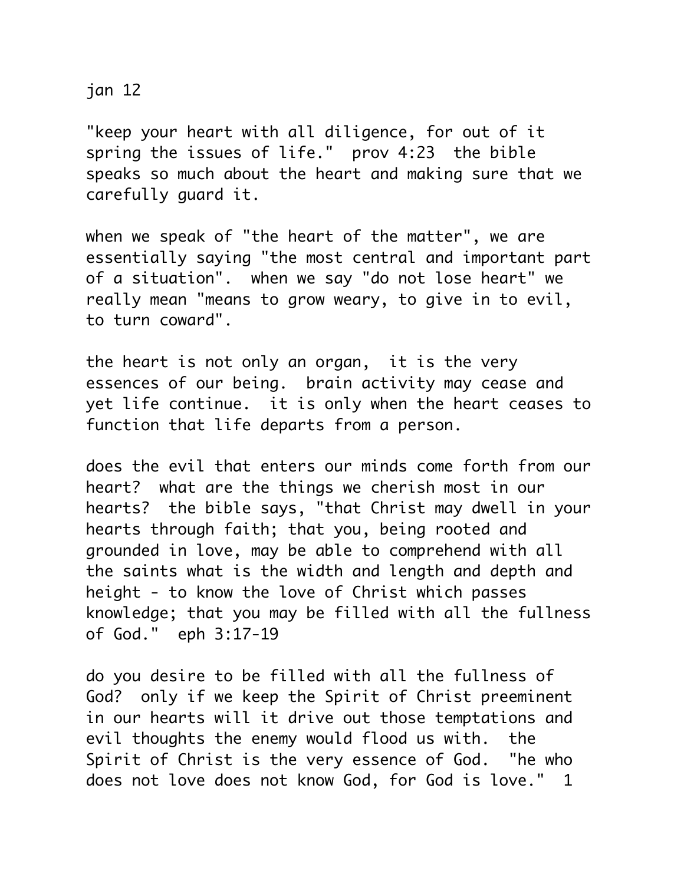jan 12

"keep your heart with all diligence, for out of it spring the issues of life."  prov 4:23  the bible speaks so much about the heart and making sure that we carefully guard it.

when we speak of "the heart of the matter", we are essentially saying "the most central and important part of a situation".  when we say "do not lose heart" we really mean "means to grow weary, to give in to evil, to turn coward".

the heart is not only an organ,  it is the very essences of our being.  brain activity may cease and yet life continue.  it is only when the heart ceases to function that life departs from a person.

does the evil that enters our minds come forth from our heart?  what are the things we cherish most in our hearts?  the bible says, "that Christ may dwell in your hearts through faith; that you, being rooted and grounded in love, may be able to comprehend with all the saints what is the width and length and depth and height - to know the love of Christ which passes knowledge; that you may be filled with all the fullness of God."  eph 3:17-19

do you desire to be filled with all the fullness of God?  only if we keep the Spirit of Christ preeminent in our hearts will it drive out those temptations and evil thoughts the enemy would flood us with.  the Spirit of Christ is the very essence of God.  "he who does not love does not know God, for God is love."  1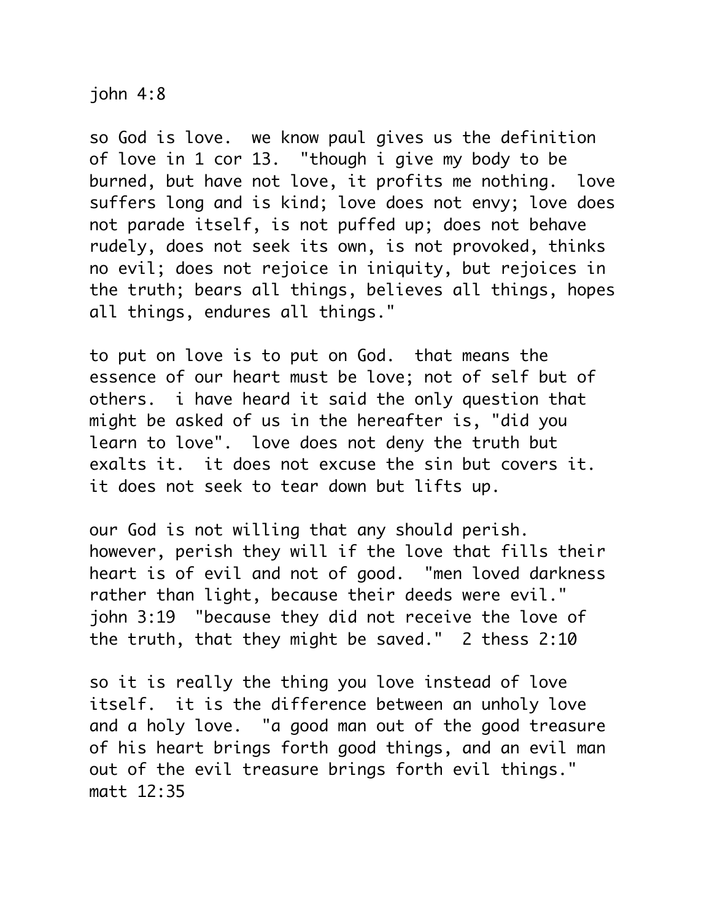john 4:8

so God is love. we know paul gives us the definition of love in 1 cor 13. "though i give my body to be burned, but have not love, it profits me nothing. love suffers long and is kind; love does not envy; love does not parade itself, is not puffed up; does not behave rudely, does not seek its own, is not provoked, thinks no evil; does not rejoice in iniquity, but rejoices in the truth; bears all things, believes all things, hopes all things, endures all things."

to put on love is to put on God. that means the essence of our heart must be love; not of self but of others. i have heard it said the only question that might be asked of us in the hereafter is, "did you learn to love". love does not deny the truth but exalts it. it does not excuse the sin but covers it. it does not seek to tear down but lifts up.

our God is not willing that any should perish. however, perish they will if the love that fills their heart is of evil and not of good. "men loved darkness rather than light, because their deeds were evil." john 3:19 "because they did not receive the love of the truth, that they might be saved." 2 thess 2:10

so it is really the thing you love instead of love itself. it is the difference between an unholy love and a holy love. "a good man out of the good treasure of his heart brings forth good things, and an evil man out of the evil treasure brings forth evil things." matt 12:35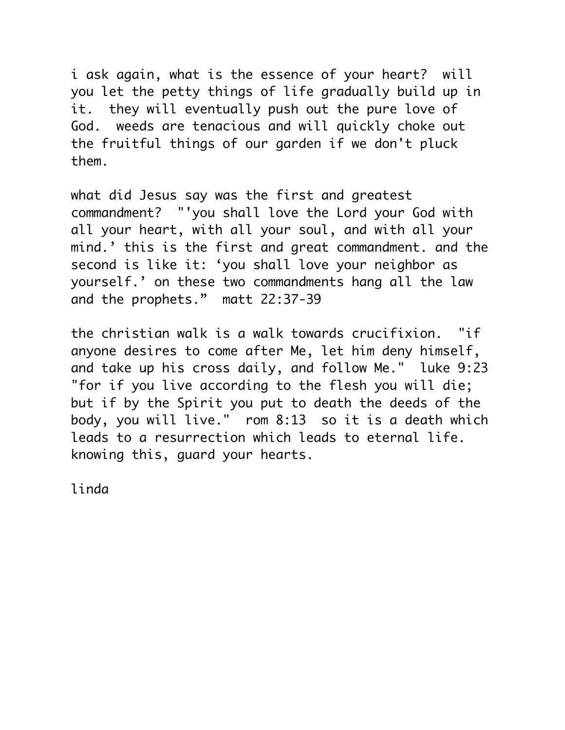i ask again, what is the essence of your heart?  will you let the petty things of life gradually build up in it.  they will eventually push out the pure love of God.  weeds are tenacious and will quickly choke out the fruitful things of our garden if we don't pluck them.

what did Jesus say was the first and greatest commandment?  "'you shall love the Lord your God with all your heart, with all your soul, and with all your mind.' this is the first and great commandment. and the second is like it: 'you shall love your neighbor as yourself.' on these two commandments hang all the law and the prophets."  matt 22:37-39

the christian walk is a walk towards crucifixion.  "if anyone desires to come after Me, let him deny himself, and take up his cross daily, and follow Me."  luke 9:23  "for if you live according to the flesh you will die; but if by the Spirit you put to death the deeds of the body, you will live."  rom 8:13  so it is a death which leads to a resurrection which leads to eternal life. knowing this, guard your hearts.

linda